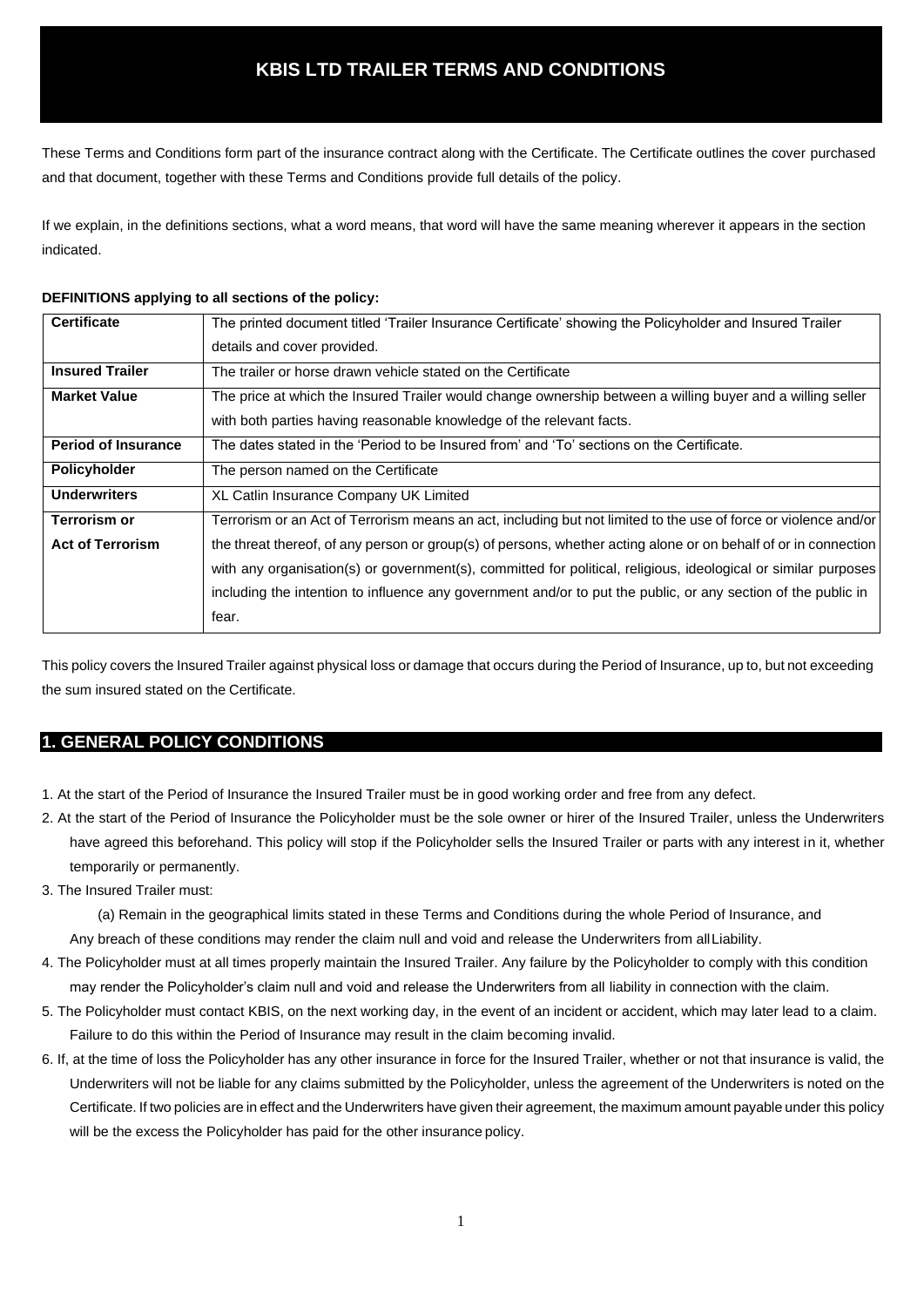# KBIS LTD TRAILER TERMS AND CONDITIONS

These Terms and Conditions form part of the insurance contract along with the Certificate. The Certificate outlines the cover purchased and that document, together with these Terms and Conditions provide full details of the policy.

If we explain, in the definitions sections, what a word means, that word will have the same meaning wherever it appears in the section indicated.

**DEFINITIONS applying to all sections of the policy:**

| | |
|---|---|
| **Certificate** | The printed document titled 'Trailer Insurance Certificate' showing the Policyholder and Insured Trailer details and cover provided. |
| **Insured Trailer** | The trailer or horse drawn vehicle stated on the Certificate |
| **Market Value** | The price at which the Insured Trailer would change ownership between a willing buyer and a willing seller with both parties having reasonable knowledge of the relevant facts. |
| **Period of Insurance** | The dates stated in the 'Period to be Insured from' and 'To' sections on the Certificate. |
| **Policyholder** | The person named on the Certificate |
| **Underwriters** | XL Catlin Insurance Company UK Limited |
| **Terrorism or Act of Terrorism** | Terrorism or an Act of Terrorism means an act, including but not limited to the use of force or violence and/or the threat thereof, of any person or group(s) of persons, whether acting alone or on behalf of or in connection with any organisation(s) or government(s), committed for political, religious, ideological or similar purposes including the intention to influence any government and/or to put the public, or any section of the public in fear. |

This policy covers the Insured Trailer against physical loss or damage that occurs during the Period of Insurance, up to, but not exceeding the sum insured stated on the Certificate.

## 1. GENERAL POLICY CONDITIONS

1. At the start of the Period of Insurance the Insured Trailer must be in good working order and free from any defect.
2. At the start of the Period of Insurance the Policyholder must be the sole owner or hirer of the Insured Trailer, unless the Underwriters have agreed this beforehand. This policy will stop if the Policyholder sells the Insured Trailer or parts with any interest in it, whether temporarily or permanently.
3. The Insured Trailer must:

   (a) Remain in the geographical limits stated in these Terms and Conditions during the whole Period of Insurance, and

   Any breach of these conditions may render the claim null and void and release the Underwriters from all Liability.
4. The Policyholder must at all times properly maintain the Insured Trailer. Any failure by the Policyholder to comply with this condition may render the Policyholder's claim null and void and release the Underwriters from all liability in connection with the claim.
5. The Policyholder must contact KBIS, on the next working day, in the event of an incident or accident, which may later lead to a claim. Failure to do this within the Period of Insurance may result in the claim becoming invalid.
6. If, at the time of loss the Policyholder has any other insurance in force for the Insured Trailer, whether or not that insurance is valid, the Underwriters will not be liable for any claims submitted by the Policyholder, unless the agreement of the Underwriters is noted on the Certificate. If two policies are in effect and the Underwriters have given their agreement, the maximum amount payable under this policy will be the excess the Policyholder has paid for the other insurance policy.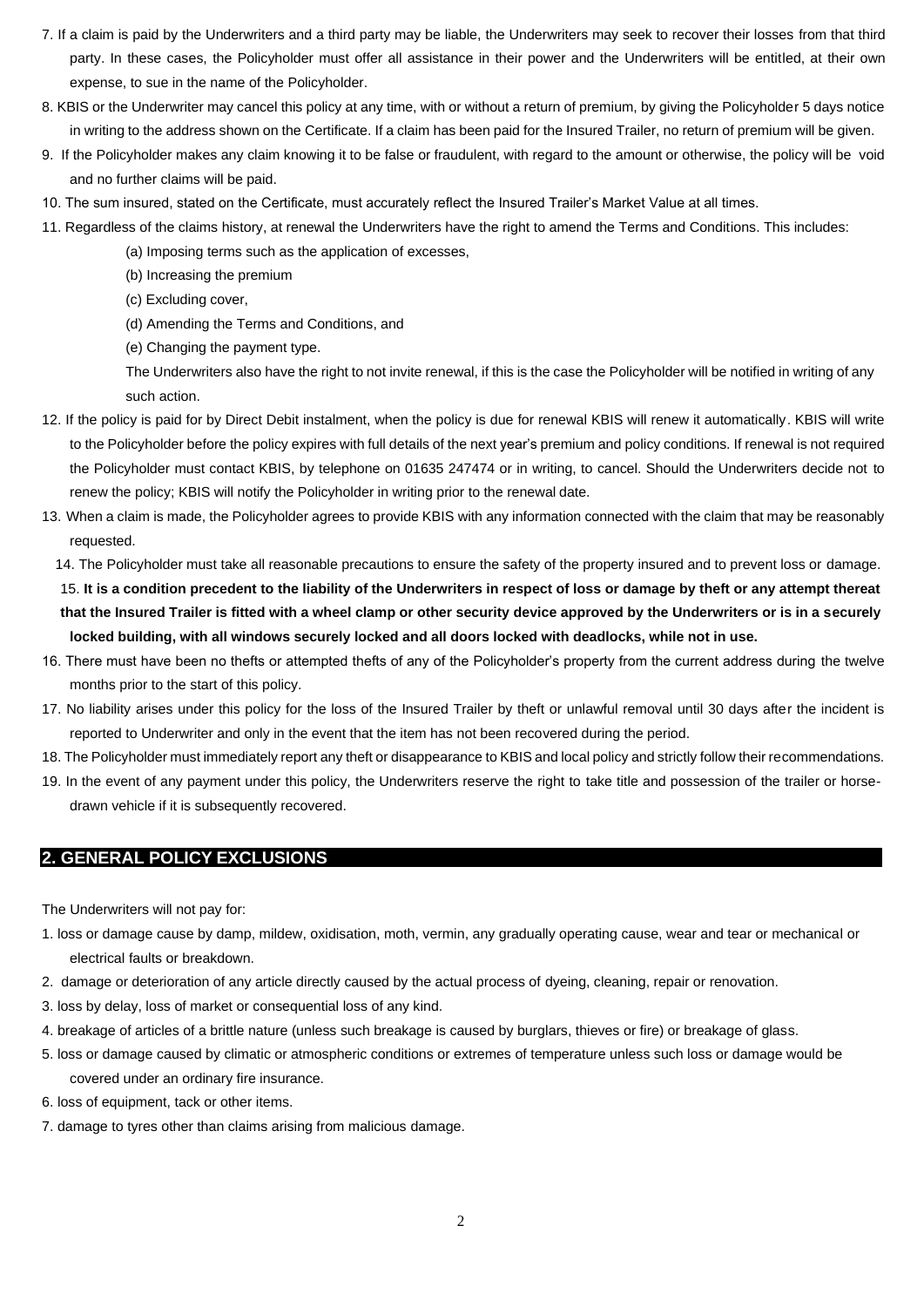7. If a claim is paid by the Underwriters and a third party may be liable, the Underwriters may seek to recover their losses from that third party. In these cases, the Policyholder must offer all assistance in their power and the Underwriters will be entitled, at their own expense, to sue in the name of the Policyholder.
8. KBIS or the Underwriter may cancel this policy at any time, with or without a return of premium, by giving the Policyholder 5 days notice in writing to the address shown on the Certificate. If a claim has been paid for the Insured Trailer, no return of premium will be given.
9. If the Policyholder makes any claim knowing it to be false or fraudulent, with regard to the amount or otherwise, the policy will be void and no further claims will be paid.
10. The sum insured, stated on the Certificate, must accurately reflect the Insured Trailer's Market Value at all times.
11. Regardless of the claims history, at renewal the Underwriters have the right to amend the Terms and Conditions. This includes:
    - (a) Imposing terms such as the application of excesses,
    - (b) Increasing the premium
    - (c) Excluding cover,
    - (d) Amending the Terms and Conditions, and
    - (e) Changing the payment type.

    The Underwriters also have the right to not invite renewal, if this is the case the Policyholder will be notified in writing of any such action.
12. If the policy is paid for by Direct Debit instalment, when the policy is due for renewal KBIS will renew it automatically. KBIS will write to the Policyholder before the policy expires with full details of the next year's premium and policy conditions. If renewal is not required the Policyholder must contact KBIS, by telephone on 01635 247474 or in writing, to cancel. Should the Underwriters decide not to renew the policy; KBIS will notify the Policyholder in writing prior to the renewal date.
13. When a claim is made, the Policyholder agrees to provide KBIS with any information connected with the claim that may be reasonably requested.
14. The Policyholder must take all reasonable precautions to ensure the safety of the property insured and to prevent loss or damage.
15. **It is a condition precedent to the liability of the Underwriters in respect of loss or damage by theft or any attempt thereat that the Insured Trailer is fitted with a wheel clamp or other security device approved by the Underwriters or is in a securely locked building, with all windows securely locked and all doors locked with deadlocks, while not in use.**
16. There must have been no thefts or attempted thefts of any of the Policyholder's property from the current address during the twelve months prior to the start of this policy.
17. No liability arises under this policy for the loss of the Insured Trailer by theft or unlawful removal until 30 days after the incident is reported to Underwriter and only in the event that the item has not been recovered during the period.
18. The Policyholder must immediately report any theft or disappearance to KBIS and local policy and strictly follow their recommendations.
19. In the event of any payment under this policy, the Underwriters reserve the right to take title and possession of the trailer or horse-drawn vehicle if it is subsequently recovered.

## 2. GENERAL POLICY EXCLUSIONS

The Underwriters will not pay for:

1. loss or damage cause by damp, mildew, oxidisation, moth, vermin, any gradually operating cause, wear and tear or mechanical or electrical faults or breakdown.
2. damage or deterioration of any article directly caused by the actual process of dyeing, cleaning, repair or renovation.
3. loss by delay, loss of market or consequential loss of any kind.
4. breakage of articles of a brittle nature (unless such breakage is caused by burglars, thieves or fire) or breakage of glass.
5. loss or damage caused by climatic or atmospheric conditions or extremes of temperature unless such loss or damage would be covered under an ordinary fire insurance.
6. loss of equipment, tack or other items.
7. damage to tyres other than claims arising from malicious damage.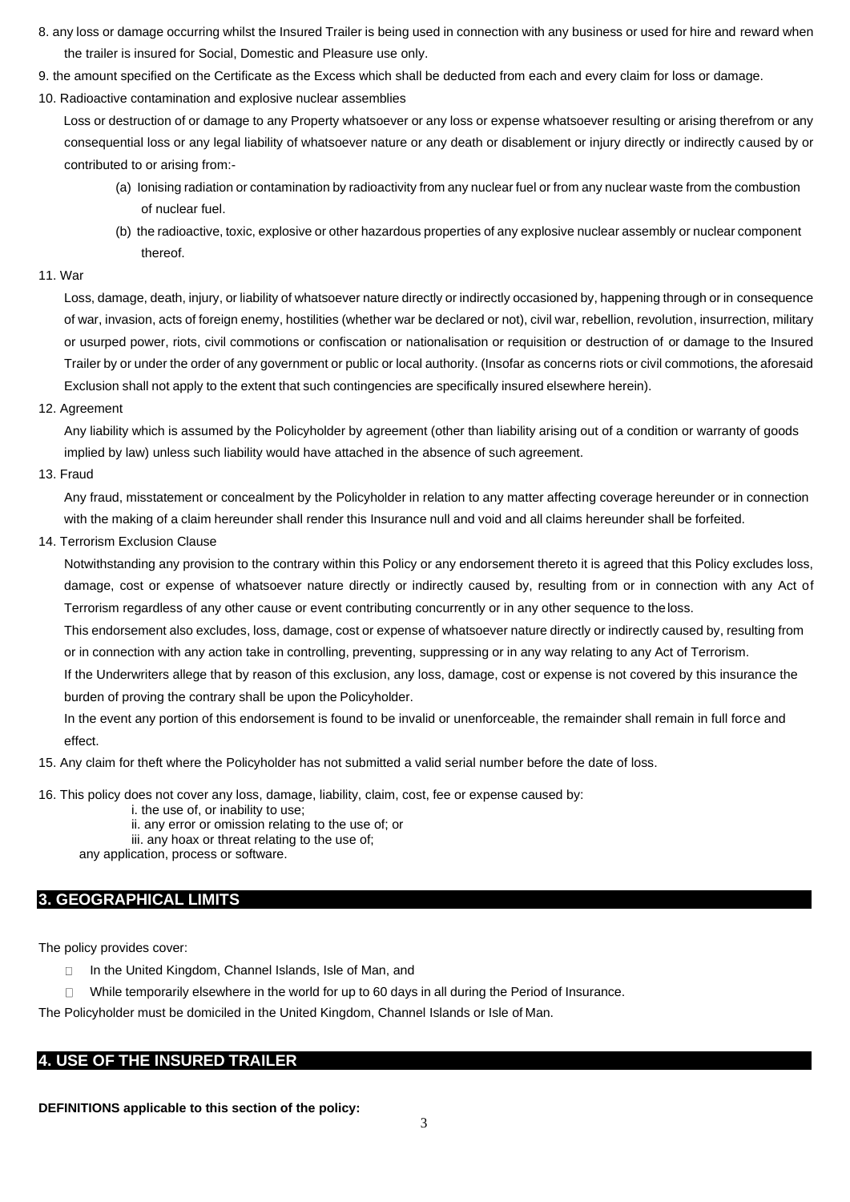8. any loss or damage occurring whilst the Insured Trailer is being used in connection with any business or used for hire and reward when the trailer is insured for Social, Domestic and Pleasure use only.

9. the amount specified on the Certificate as the Excess which shall be deducted from each and every claim for loss or damage.

10. Radioactive contamination and explosive nuclear assemblies

    Loss or destruction of or damage to any Property whatsoever or any loss or expense whatsoever resulting or arising therefrom or any consequential loss or any legal liability of whatsoever nature or any death or disablement or injury directly or indirectly caused by or contributed to or arising from:-

    (a) Ionising radiation or contamination by radioactivity from any nuclear fuel or from any nuclear waste from the combustion of nuclear fuel.

    (b) the radioactive, toxic, explosive or other hazardous properties of any explosive nuclear assembly or nuclear component thereof.

11. War

    Loss, damage, death, injury, or liability of whatsoever nature directly or indirectly occasioned by, happening through or in consequence of war, invasion, acts of foreign enemy, hostilities (whether war be declared or not), civil war, rebellion, revolution, insurrection, military or usurped power, riots, civil commotions or confiscation or nationalisation or requisition or destruction of or damage to the Insured Trailer by or under the order of any government or public or local authority. (Insofar as concerns riots or civil commotions, the aforesaid Exclusion shall not apply to the extent that such contingencies are specifically insured elsewhere herein).

12. Agreement

    Any liability which is assumed by the Policyholder by agreement (other than liability arising out of a condition or warranty of goods implied by law) unless such liability would have attached in the absence of such agreement.

13. Fraud

    Any fraud, misstatement or concealment by the Policyholder in relation to any matter affecting coverage hereunder or in connection with the making of a claim hereunder shall render this Insurance null and void and all claims hereunder shall be forfeited.

14. Terrorism Exclusion Clause

    Notwithstanding any provision to the contrary within this Policy or any endorsement thereto it is agreed that this Policy excludes loss, damage, cost or expense of whatsoever nature directly or indirectly caused by, resulting from or in connection with any Act of Terrorism regardless of any other cause or event contributing concurrently or in any other sequence to the loss.

    This endorsement also excludes, loss, damage, cost or expense of whatsoever nature directly or indirectly caused by, resulting from or in connection with any action take in controlling, preventing, suppressing or in any way relating to any Act of Terrorism.

    If the Underwriters allege that by reason of this exclusion, any loss, damage, cost or expense is not covered by this insurance the burden of proving the contrary shall be upon the Policyholder.

    In the event any portion of this endorsement is found to be invalid or unenforceable, the remainder shall remain in full force and effect.

15. Any claim for theft where the Policyholder has not submitted a valid serial number before the date of loss.

16. This policy does not cover any loss, damage, liability, claim, cost, fee or expense caused by:

    i. the use of, or inability to use;  
    ii. any error or omission relating to the use of; or  
    iii. any hoax or threat relating to the use of;

    any application, process or software.

## 3. GEOGRAPHICAL LIMITS

The policy provides cover:

- In the United Kingdom, Channel Islands, Isle of Man, and
- While temporarily elsewhere in the world for up to 60 days in all during the Period of Insurance.

The Policyholder must be domiciled in the United Kingdom, Channel Islands or Isle of Man.

## 4. USE OF THE INSURED TRAILER

**DEFINITIONS applicable to this section of the policy:**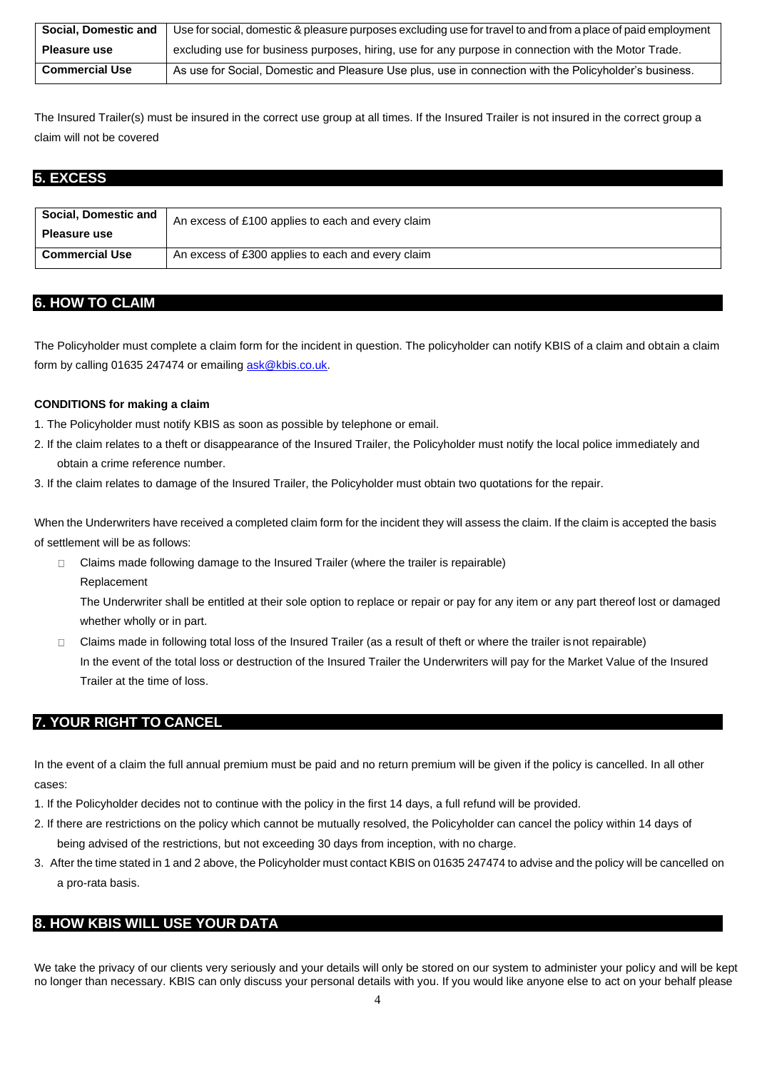| Social, Domestic and Pleasure use | Use for social, domestic & pleasure purposes excluding use for travel to and from a place of paid employment excluding use for business purposes, hiring, use for any purpose in connection with the Motor Trade. |
|---|---|
| Commercial Use | As use for Social, Domestic and Pleasure Use plus, use in connection with the Policyholder's business. |

The Insured Trailer(s) must be insured in the correct use group at all times. If the Insured Trailer is not insured in the correct group a claim will not be covered

## 5. EXCESS

| Social, Domestic and Pleasure use | An excess of £100 applies to each and every claim |
|---|---|
| Commercial Use | An excess of £300 applies to each and every claim |

## 6. HOW TO CLAIM

The Policyholder must complete a claim form for the incident in question. The policyholder can notify KBIS of a claim and obtain a claim form by calling 01635 247474 or emailing ask@kbis.co.uk.

**CONDITIONS for making a claim**

1. The Policyholder must notify KBIS as soon as possible by telephone or email.
2. If the claim relates to a theft or disappearance of the Insured Trailer, the Policyholder must notify the local police immediately and obtain a crime reference number.
3. If the claim relates to damage of the Insured Trailer, the Policyholder must obtain two quotations for the repair.

When the Underwriters have received a completed claim form for the incident they will assess the claim. If the claim is accepted the basis of settlement will be as follows:

- Claims made following damage to the Insured Trailer (where the trailer is repairable)
  Replacement
  The Underwriter shall be entitled at their sole option to replace or repair or pay for any item or any part thereof lost or damaged whether wholly or in part.
- Claims made in following total loss of the Insured Trailer (as a result of theft or where the trailer is not repairable)
  In the event of the total loss or destruction of the Insured Trailer the Underwriters will pay for the Market Value of the Insured Trailer at the time of loss.

## 7. YOUR RIGHT TO CANCEL

In the event of a claim the full annual premium must be paid and no return premium will be given if the policy is cancelled. In all other cases:

1. If the Policyholder decides not to continue with the policy in the first 14 days, a full refund will be provided.
2. If there are restrictions on the policy which cannot be mutually resolved, the Policyholder can cancel the policy within 14 days of being advised of the restrictions, but not exceeding 30 days from inception, with no charge.
3. After the time stated in 1 and 2 above, the Policyholder must contact KBIS on 01635 247474 to advise and the policy will be cancelled on a pro-rata basis.

## 8. HOW KBIS WILL USE YOUR DATA

We take the privacy of our clients very seriously and your details will only be stored on our system to administer your policy and will be kept no longer than necessary. KBIS can only discuss your personal details with you. If you would like anyone else to act on your behalf please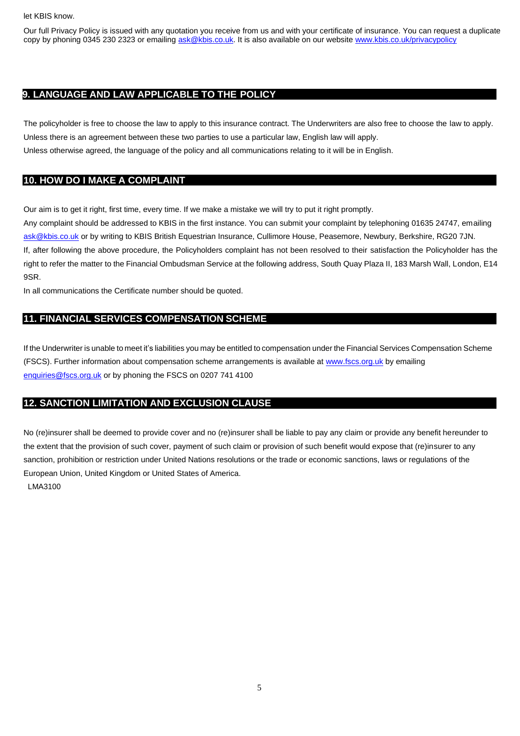let KBIS know.

Our full Privacy Policy is issued with any quotation you receive from us and with your certificate of insurance. You can request a duplicate copy by phoning 0345 230 2323 or emailing ask@kbis.co.uk. It is also available on our website www.kbis.co.uk/privacypolicy

## 9. LANGUAGE AND LAW APPLICABLE TO THE POLICY

The policyholder is free to choose the law to apply to this insurance contract. The Underwriters are also free to choose the law to apply. Unless there is an agreement between these two parties to use a particular law, English law will apply.
Unless otherwise agreed, the language of the policy and all communications relating to it will be in English.

## 10. HOW DO I MAKE A COMPLAINT

Our aim is to get it right, first time, every time. If we make a mistake we will try to put it right promptly.
Any complaint should be addressed to KBIS in the first instance. You can submit your complaint by telephoning 01635 24747, emailing ask@kbis.co.uk or by writing to KBIS British Equestrian Insurance, Cullimore House, Peasemore, Newbury, Berkshire, RG20 7JN.
If, after following the above procedure, the Policyholders complaint has not been resolved to their satisfaction the Policyholder has the right to refer the matter to the Financial Ombudsman Service at the following address, South Quay Plaza II, 183 Marsh Wall, London, E14 9SR.
In all communications the Certificate number should be quoted.

## 11. FINANCIAL SERVICES COMPENSATION SCHEME

If the Underwriter is unable to meet it's liabilities you may be entitled to compensation under the Financial Services Compensation Scheme (FSCS). Further information about compensation scheme arrangements is available at www.fscs.org.uk by emailing enquiries@fscs.org.uk or by phoning the FSCS on 0207 741 4100

## 12. SANCTION LIMITATION AND EXCLUSION CLAUSE

No (re)insurer shall be deemed to provide cover and no (re)insurer shall be liable to pay any claim or provide any benefit hereunder to the extent that the provision of such cover, payment of such claim or provision of such benefit would expose that (re)insurer to any sanction, prohibition or restriction under United Nations resolutions or the trade or economic sanctions, laws or regulations of the European Union, United Kingdom or United States of America.
LMA3100